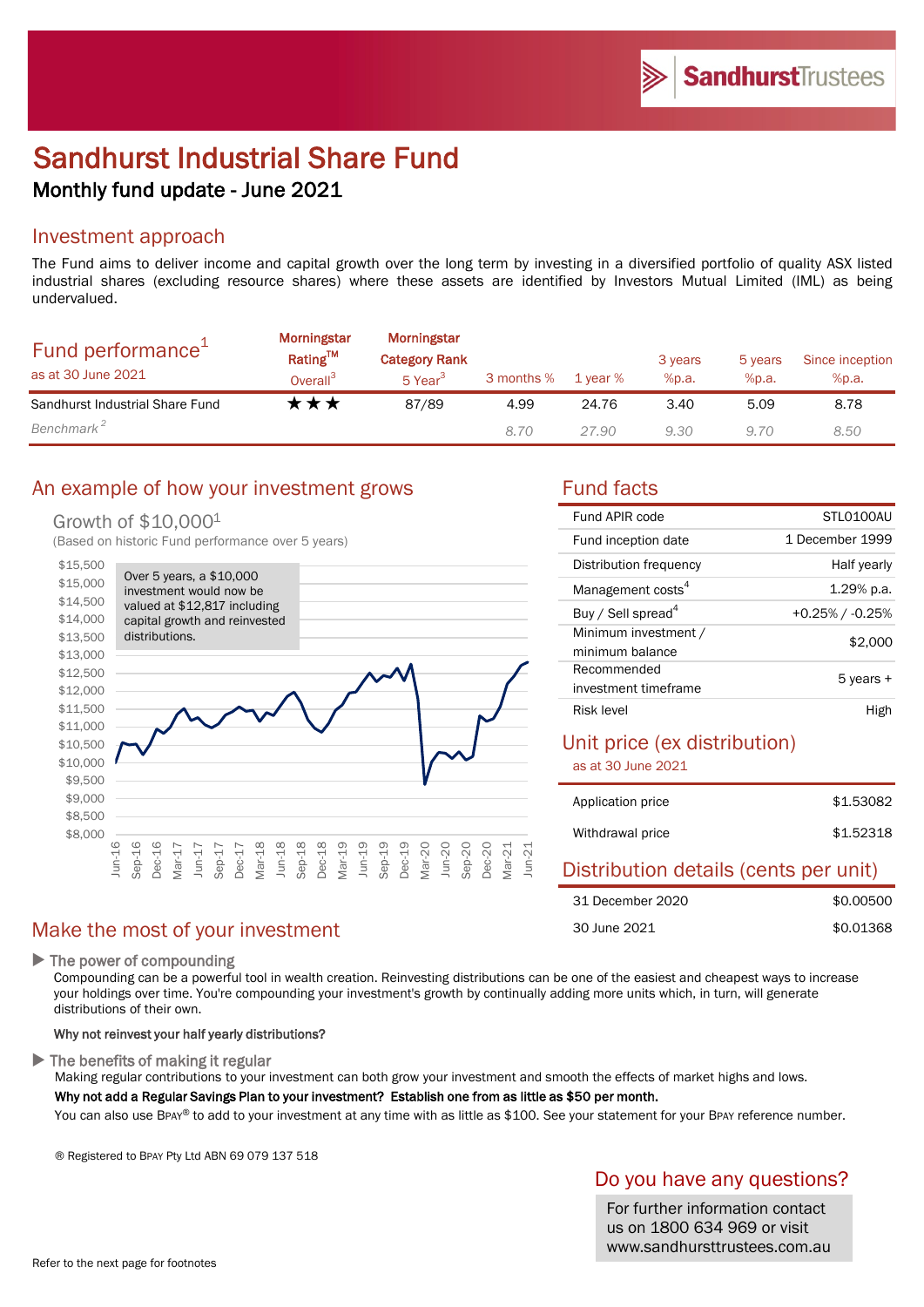# Sandhurst Industrial Share Fund

## Monthly fund update - June 2021

## Investment approach

The Fund aims to deliver income and capital growth over the long term by investing in a diversified portfolio of quality ASX listed industrial shares (excluding resource shares) where these assets are identified by Investors Mutual Limited (IML) as being undervalued.

| Fund performance[1] as at 30 June 2021 | Morningstar Rating™ Overall[3] | Morningstar Category Rank 5 Year[3] | 3 months % | 1 year % | 3 years %p.a. | 5 years %p.a. | Since inception %p.a. |
|---|---|---|---|---|---|---|---|
| Sandhurst Industrial Share Fund | ★★★ | 87/89 | 4.99 | 24.76 | 3.40 | 5.09 | 8.78 |
| *Benchmark[2]* | | | *8.70* | *27.90* | *9.30* | *9.70* | *8.50* |

## An example of how your investment grows

Growth of $10,000[1]

(Based on historic Fund performance over 5 years)

Over 5 years, a $10,000 investment would now be valued at $12,817 including capital growth and reinvested distributions.

## Fund facts

| | |
|---|---|
| Fund APIR code | STL0100AU |
| Fund inception date | 1 December 1999 |
| Distribution frequency | Half yearly |
| Management costs[4] | 1.29% p.a. |
| Buy / Sell spread[4] | +0.25% / -0.25% |
| Minimum investment / minimum balance | $2,000 |
| Recommended investment timeframe | 5 years + |
| Risk level | High |

## Unit price (ex distribution)

as at 30 June 2021

| | |
|---|---|
| Application price | $1.53082 |
| Withdrawal price | $1.52318 |

## Distribution details (cents per unit)

| | |
|---|---|
| 31 December 2020 | $0.00500 |
| 30 June 2021 | $0.01368 |

## Make the most of your investment

▶ **The power of compounding**

Compounding can be a powerful tool in wealth creation. Reinvesting distributions can be one of the easiest and cheapest ways to increase your holdings over time. You're compounding your investment's growth by continually adding more units which, in turn, will generate distributions of their own.

**Why not reinvest your half yearly distributions?**

▶ **The benefits of making it regular**

Making regular contributions to your investment can both grow your investment and smooth the effects of market highs and lows.

**Why not add a Regular Savings Plan to your investment? Establish one from as little as $50 per month.**

You can also use BPAY® to add to your investment at any time with as little as $100. See your statement for your BPAY reference number.

® Registered to BPAY Pty Ltd ABN 69 079 137 518

## Do you have any questions?

For further information contact us on 1800 634 969 or visit www.sandhursttrustees.com.au

Refer to the next page for footnotes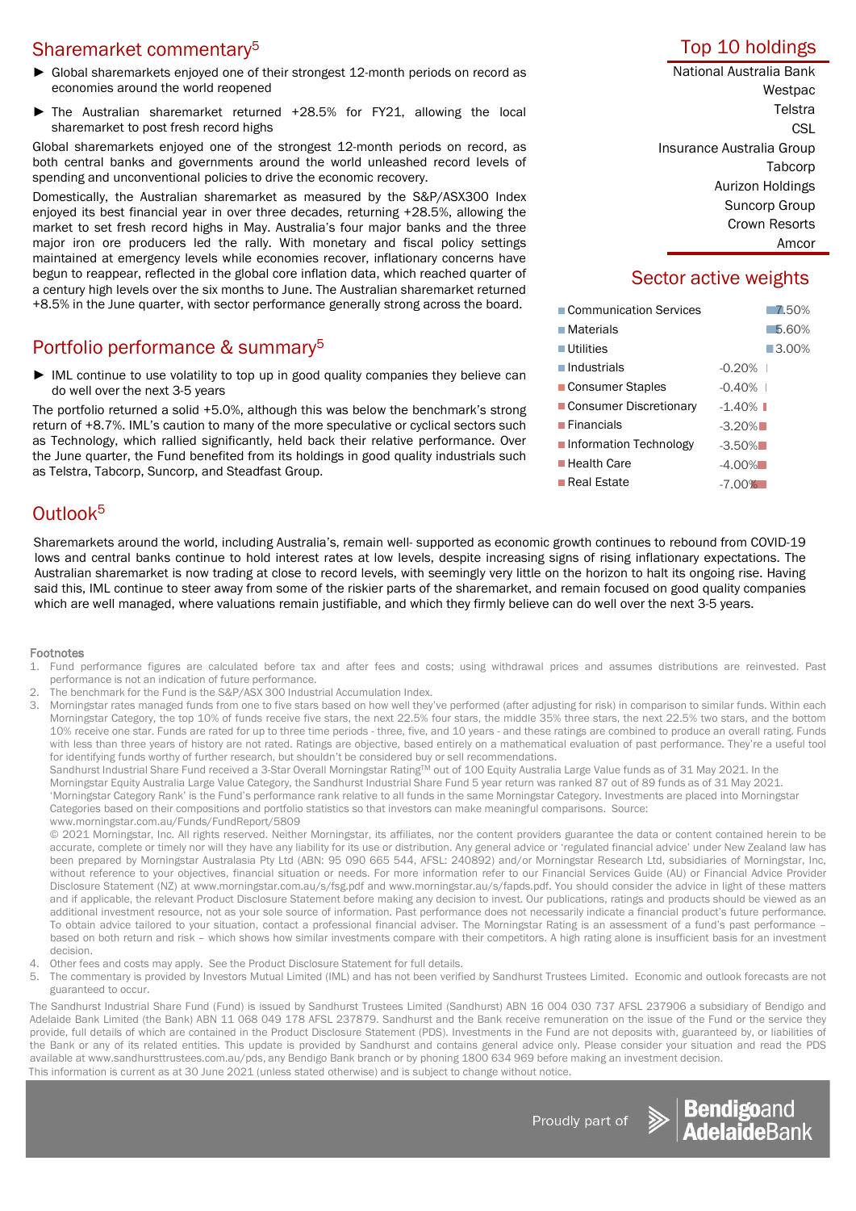## Sharemarket commentary[5]

- Global sharemarkets enjoyed one of their strongest 12-month periods on record as economies around the world reopened
- The Australian sharemarket returned +28.5% for FY21, allowing the local sharemarket to post fresh record highs

Global sharemarkets enjoyed one of the strongest 12-month periods on record, as both central banks and governments around the world unleashed record levels of spending and unconventional policies to drive the economic recovery.

Domestically, the Australian sharemarket as measured by the S&P/ASX300 Index enjoyed its best financial year in over three decades, returning +28.5%, allowing the market to set fresh record highs in May. Australia's four major banks and the three major iron ore producers led the rally. With monetary and fiscal policy settings maintained at emergency levels while economies recover, inflationary concerns have begun to reappear, reflected in the global core inflation data, which reached quarter of a century high levels over the six months to June. The Australian sharemarket returned +8.5% in the June quarter, with sector performance generally strong across the board.

## Portfolio performance & summary[5]

- IML continue to use volatility to top up in good quality companies they believe can do well over the next 3-5 years

The portfolio returned a solid +5.0%, although this was below the benchmark's strong return of +8.7%. IML's caution to many of the more speculative or cyclical sectors such as Technology, which rallied significantly, held back their relative performance. Over the June quarter, the Fund benefited from its holdings in good quality industrials such as Telstra, Tabcorp, Suncorp, and Steadfast Group.

## Top 10 holdings

National Australia Bank
Westpac
Telstra
CSL
Insurance Australia Group
Tabcorp
Aurizon Holdings
Suncorp Group
Crown Resorts
Amcor

## Sector active weights

Communication Services 7.50%
Materials 5.60%
Utilities 3.00%
Industrials -0.20%
Consumer Staples -0.40%
Consumer Discretionary -1.40%
Financials -3.20%
Information Technology -3.50%
Health Care -4.00%
Real Estate -7.00%

## Outlook[5]

Sharemarkets around the world, including Australia's, remain well- supported as economic growth continues to rebound from COVID-19 lows and central banks continue to hold interest rates at low levels, despite increasing signs of rising inflationary expectations. The Australian sharemarket is now trading at close to record levels, with seemingly very little on the horizon to halt its ongoing rise. Having said this, IML continue to steer away from some of the riskier parts of the sharemarket, and remain focused on good quality companies which are well managed, where valuations remain justifiable, and which they firmly believe can do well over the next 3-5 years.

#### Footnotes

1. Fund performance figures are calculated before tax and after fees and costs; using withdrawal prices and assumes distributions are reinvested. Past performance is not an indication of future performance.
2. The benchmark for the Fund is the S&P/ASX 300 Industrial Accumulation Index.
3. Morningstar rates managed funds from one to five stars based on how well they've performed (after adjusting for risk) in comparison to similar funds. Within each Morningstar Category, the top 10% of funds receive five stars, the next 22.5% four stars, the middle 35% three stars, the next 22.5% two stars, and the bottom 10% receive one star. Funds are rated for up to three time periods - three, five, and 10 years - and these ratings are combined to produce an overall rating. Funds with less than three years of history are not rated. Ratings are objective, based entirely on a mathematical evaluation of past performance. They're a useful tool for identifying funds worthy of further research, but shouldn't be considered buy or sell recommendations.
   Sandhurst Industrial Share Fund received a 3-Star Overall Morningstar Rating™ out of 100 Equity Australia Large Value funds as of 31 May 2021. In the Morningstar Equity Australia Large Value Category, the Sandhurst Industrial Share Fund 5 year return was ranked 87 out of 89 funds as of 31 May 2021. 'Morningstar Category Rank' is the Fund's performance rank relative to all funds in the same Morningstar Category. Investments are placed into Morningstar Categories based on their compositions and portfolio statistics so that investors can make meaningful comparisons. Source: www.morningstar.com.au/Funds/FundReport/5809
   © 2021 Morningstar, Inc. All rights reserved. Neither Morningstar, its affiliates, nor the content providers guarantee the data or content contained herein to be accurate, complete or timely nor will they have any liability for its use or distribution. Any general advice or 'regulated financial advice' under New Zealand law has been prepared by Morningstar Australasia Pty Ltd (ABN: 95 090 665 544, AFSL: 240892) and/or Morningstar Research Ltd, subsidiaries of Morningstar, Inc, without reference to your objectives, financial situation or needs. For more information refer to our Financial Services Guide (AU) or Financial Advice Provider Disclosure Statement (NZ) at www.morningstar.com.au/s/fsg.pdf and www.morningstar.au/s/fapds.pdf. You should consider the advice in light of these matters and if applicable, the relevant Product Disclosure Statement before making any decision to invest. Our publications, ratings and products should be viewed as an additional investment resource, not as your sole source of information. Past performance does not necessarily indicate a financial product's future performance. To obtain advice tailored to your situation, contact a professional financial adviser. The Morningstar Rating is an assessment of a fund's past performance – based on both return and risk – which shows how similar investments compare with their competitors. A high rating alone is insufficient basis for an investment decision.
4. Other fees and costs may apply. See the Product Disclosure Statement for full details.
5. The commentary is provided by Investors Mutual Limited (IML) and has not been verified by Sandhurst Trustees Limited. Economic and outlook forecasts are not guaranteed to occur.

The Sandhurst Industrial Share Fund (Fund) is issued by Sandhurst Trustees Limited (Sandhurst) ABN 16 004 030 737 AFSL 237906 a subsidiary of Bendigo and Adelaide Bank Limited (the Bank) ABN 11 068 049 178 AFSL 237879. Sandhurst and the Bank receive remuneration on the issue of the Fund or the service they provide, full details of which are contained in the Product Disclosure Statement (PDS). Investments in the Fund are not deposits with, guaranteed by, or liabilities of the Bank or any of its related entities. This update is provided by Sandhurst and contains general advice only. Please consider your situation and read the PDS available at www.sandhursttrustees.com.au/pds, any Bendigo Bank branch or by phoning 1800 634 969 before making an investment decision.
This information is current as at 30 June 2021 (unless stated otherwise) and is subject to change without notice.

Proudly part of Bendigo and Adelaide Bank